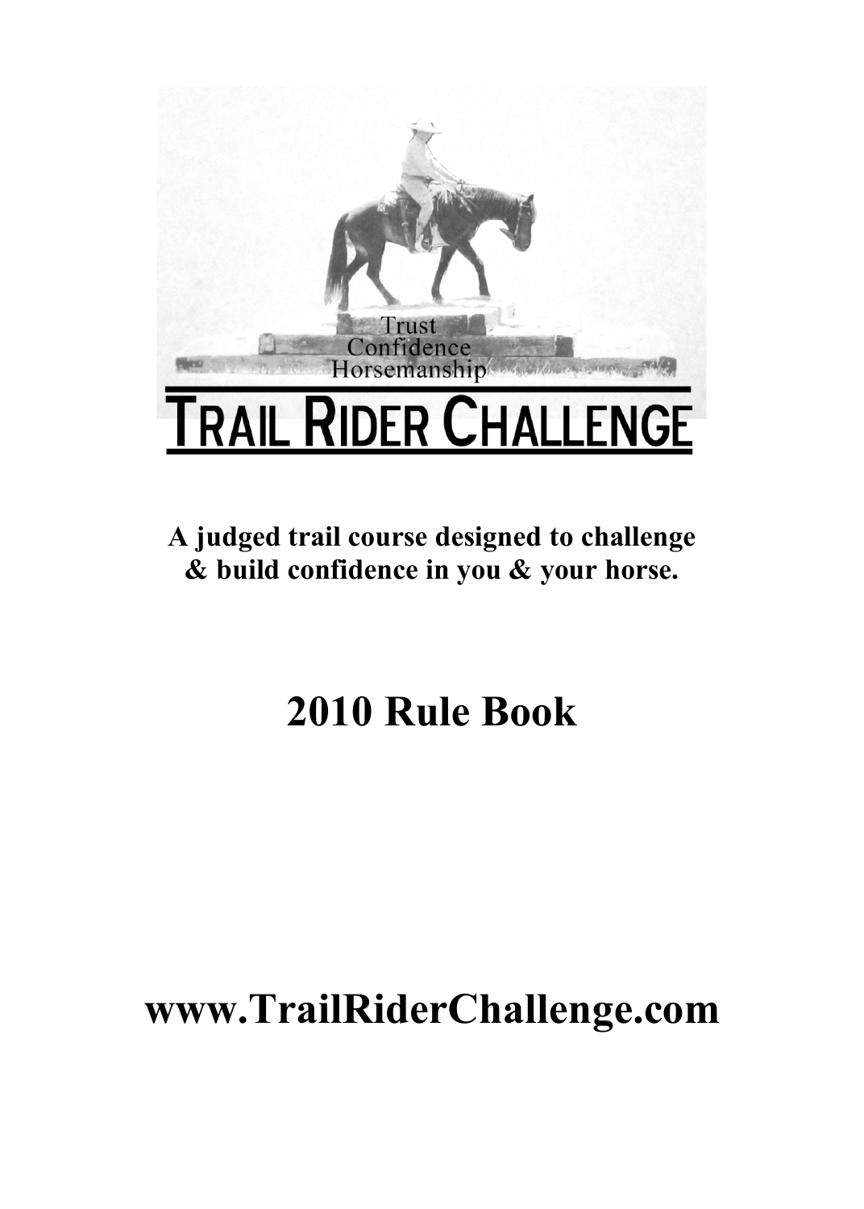Trust
Confidence
Horsemanship

# TRAIL RIDER CHALLENGE

**A judged trail course designed to challenge & build confidence in you & your horse.**

# 2010 Rule Book

# www.TrailRiderChallenge.com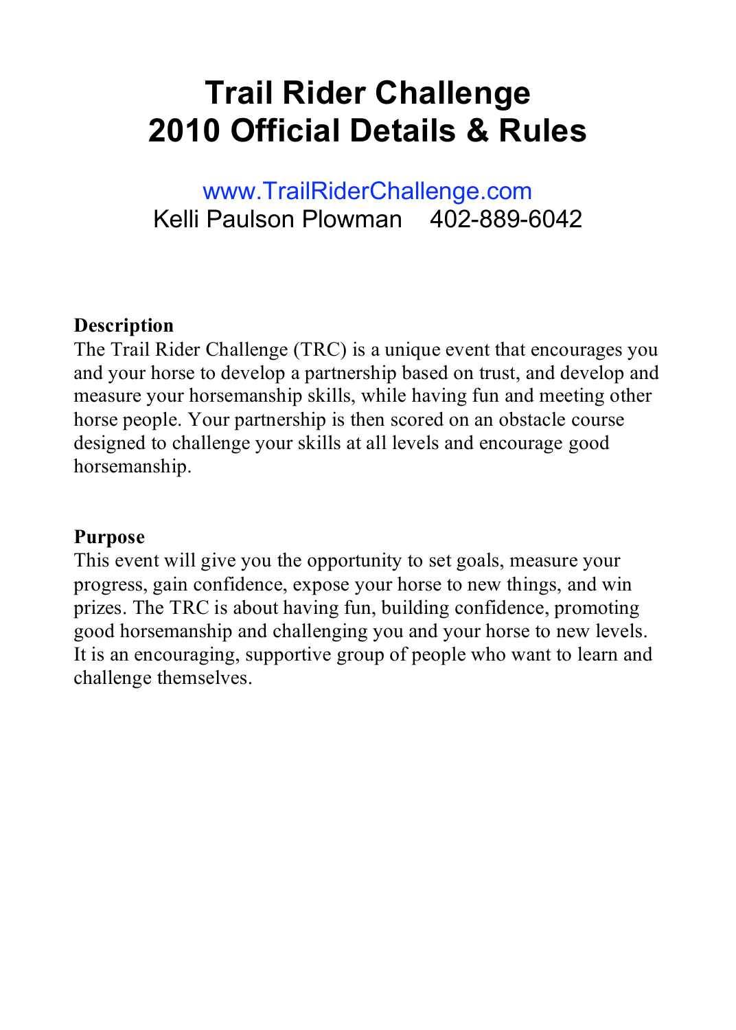# Trail Rider Challenge
# 2010 Official Details & Rules

www.TrailRiderChallenge.com
Kelli Paulson Plowman 402-889-6042

**Description**

The Trail Rider Challenge (TRC) is a unique event that encourages you and your horse to develop a partnership based on trust, and develop and measure your horsemanship skills, while having fun and meeting other horse people. Your partnership is then scored on an obstacle course designed to challenge your skills at all levels and encourage good horsemanship.

**Purpose**

This event will give you the opportunity to set goals, measure your progress, gain confidence, expose your horse to new things, and win prizes. The TRC is about having fun, building confidence, promoting good horsemanship and challenging you and your horse to new levels. It is an encouraging, supportive group of people who want to learn and challenge themselves.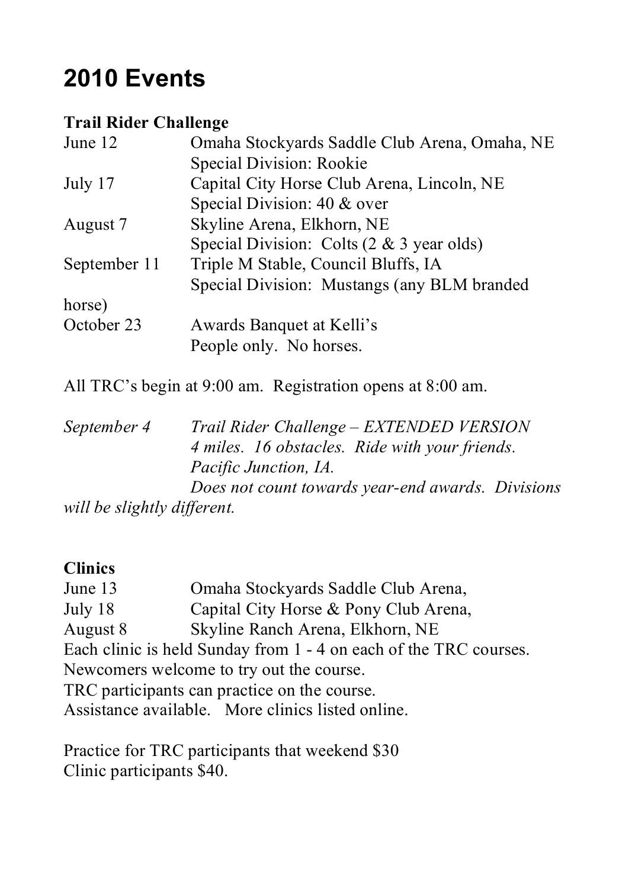# 2010 Events

**Trail Rider Challenge**

| | |
|---|---|
| June 12 | Omaha Stockyards Saddle Club Arena, Omaha, NE<br>Special Division: Rookie |
| July 17 | Capital City Horse Club Arena, Lincoln, NE<br>Special Division: 40 & over |
| August 7 | Skyline Arena, Elkhorn, NE<br>Special Division: Colts (2 & 3 year olds) |
| September 11 | Triple M Stable, Council Bluffs, IA<br>Special Division: Mustangs (any BLM branded horse) |
| October 23 | Awards Banquet at Kelli's<br>People only. No horses. |

All TRC's begin at 9:00 am. Registration opens at 8:00 am.

*September 4 — Trail Rider Challenge – EXTENDED VERSION*
*4 miles. 16 obstacles. Ride with your friends.*
*Pacific Junction, IA.*
*Does not count towards year-end awards. Divisions will be slightly different.*

**Clinics**

| | |
|---|---|
| June 13 | Omaha Stockyards Saddle Club Arena, |
| July 18 | Capital City Horse & Pony Club Arena, |
| August 8 | Skyline Ranch Arena, Elkhorn, NE |

Each clinic is held Sunday from 1 - 4 on each of the TRC courses.
Newcomers welcome to try out the course.
TRC participants can practice on the course.
Assistance available. More clinics listed online.

Practice for TRC participants that weekend $30
Clinic participants $40.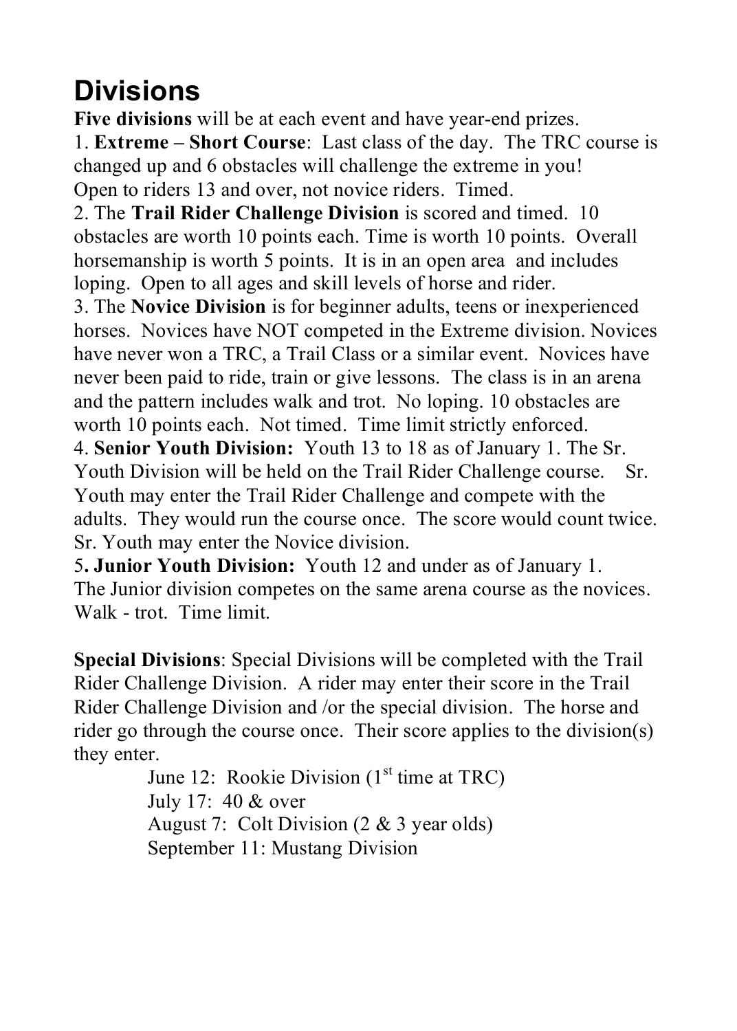# Divisions

**Five divisions** will be at each event and have year-end prizes.

1. **Extreme – Short Course**: Last class of the day. The TRC course is changed up and 6 obstacles will challenge the extreme in you! Open to riders 13 and over, not novice riders. Timed.
2. The **Trail Rider Challenge Division** is scored and timed. 10 obstacles are worth 10 points each. Time is worth 10 points. Overall horsemanship is worth 5 points. It is in an open area and includes loping. Open to all ages and skill levels of horse and rider.
3. The **Novice Division** is for beginner adults, teens or inexperienced horses. Novices have NOT competed in the Extreme division. Novices have never won a TRC, a Trail Class or a similar event. Novices have never been paid to ride, train or give lessons. The class is in an arena and the pattern includes walk and trot. No loping. 10 obstacles are worth 10 points each. Not timed. Time limit strictly enforced.
4. **Senior Youth Division:** Youth 13 to 18 as of January 1. The Sr. Youth Division will be held on the Trail Rider Challenge course. Sr. Youth may enter the Trail Rider Challenge and compete with the adults. They would run the course once. The score would count twice. Sr. Youth may enter the Novice division.
5. **Junior Youth Division:** Youth 12 and under as of January 1. The Junior division competes on the same arena course as the novices. Walk - trot. Time limit.

**Special Divisions**: Special Divisions will be completed with the Trail Rider Challenge Division. A rider may enter their score in the Trail Rider Challenge Division and /or the special division. The horse and rider go through the course once. Their score applies to the division(s) they enter.

June 12: Rookie Division (1st time at TRC)
July 17: 40 & over
August 7: Colt Division (2 & 3 year olds)
September 11: Mustang Division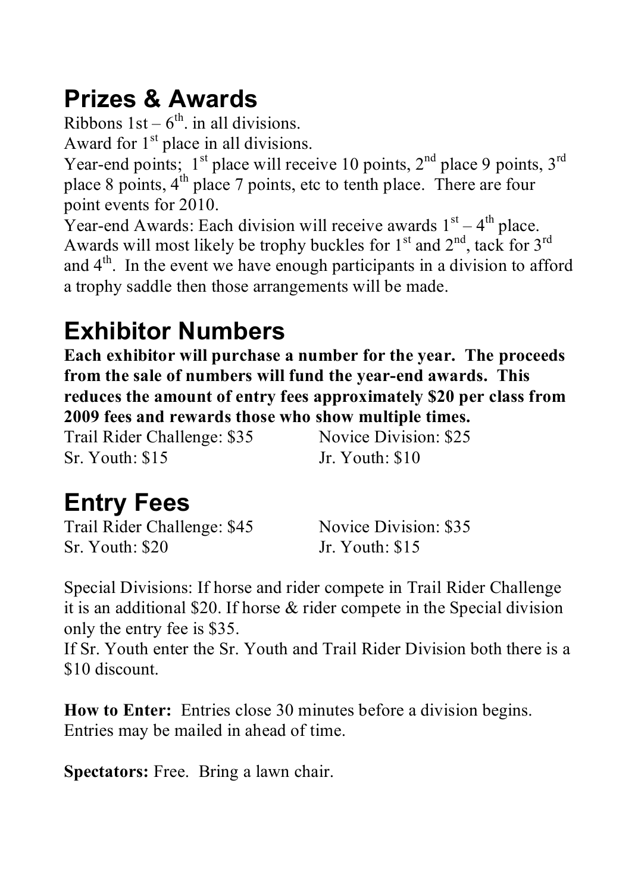## Prizes & Awards

Ribbons 1st – 6th. in all divisions.
Award for 1st place in all divisions.
Year-end points; 1st place will receive 10 points, 2nd place 9 points, 3rd place 8 points, 4th place 7 points, etc to tenth place. There are four point events for 2010.
Year-end Awards: Each division will receive awards 1st – 4th place. Awards will most likely be trophy buckles for 1st and 2nd, tack for 3rd and 4th. In the event we have enough participants in a division to afford a trophy saddle then those arrangements will be made.

## Exhibitor Numbers

**Each exhibitor will purchase a number for the year. The proceeds from the sale of numbers will fund the year-end awards. This reduces the amount of entry fees approximately $20 per class from 2009 fees and rewards those who show multiple times.**

Trail Rider Challenge: $35
Novice Division: $25
Sr. Youth: $15
Jr. Youth: $10

## Entry Fees

Trail Rider Challenge: $45
Novice Division: $35
Sr. Youth: $20
Jr. Youth: $15

Special Divisions: If horse and rider compete in Trail Rider Challenge it is an additional $20. If horse & rider compete in the Special division only the entry fee is $35.
If Sr. Youth enter the Sr. Youth and Trail Rider Division both there is a $10 discount.

**How to Enter:** Entries close 30 minutes before a division begins. Entries may be mailed in ahead of time.

**Spectators:** Free. Bring a lawn chair.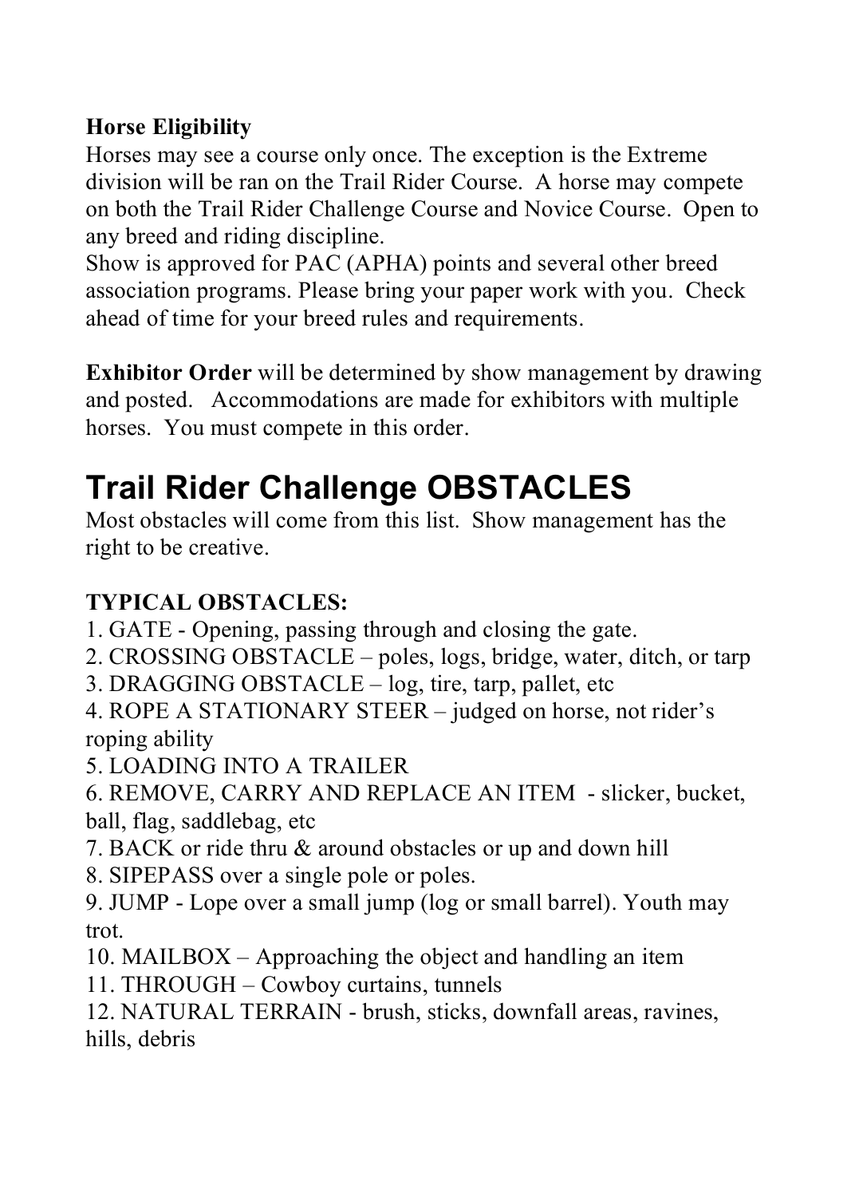**Horse Eligibility**
Horses may see a course only once. The exception is the Extreme division will be ran on the Trail Rider Course. A horse may compete on both the Trail Rider Challenge Course and Novice Course. Open to any breed and riding discipline.
Show is approved for PAC (APHA) points and several other breed association programs. Please bring your paper work with you. Check ahead of time for your breed rules and requirements.

**Exhibitor Order** will be determined by show management by drawing and posted. Accommodations are made for exhibitors with multiple horses. You must compete in this order.

# Trail Rider Challenge OBSTACLES

Most obstacles will come from this list. Show management has the right to be creative.

**TYPICAL OBSTACLES:**

1. GATE - Opening, passing through and closing the gate.
2. CROSSING OBSTACLE – poles, logs, bridge, water, ditch, or tarp
3. DRAGGING OBSTACLE – log, tire, tarp, pallet, etc
4. ROPE A STATIONARY STEER – judged on horse, not rider's roping ability
5. LOADING INTO A TRAILER
6. REMOVE, CARRY AND REPLACE AN ITEM - slicker, bucket, ball, flag, saddlebag, etc
7. BACK or ride thru & around obstacles or up and down hill
8. SIPEPASS over a single pole or poles.
9. JUMP - Lope over a small jump (log or small barrel). Youth may trot.
10. MAILBOX – Approaching the object and handling an item
11. THROUGH – Cowboy curtains, tunnels
12. NATURAL TERRAIN - brush, sticks, downfall areas, ravines, hills, debris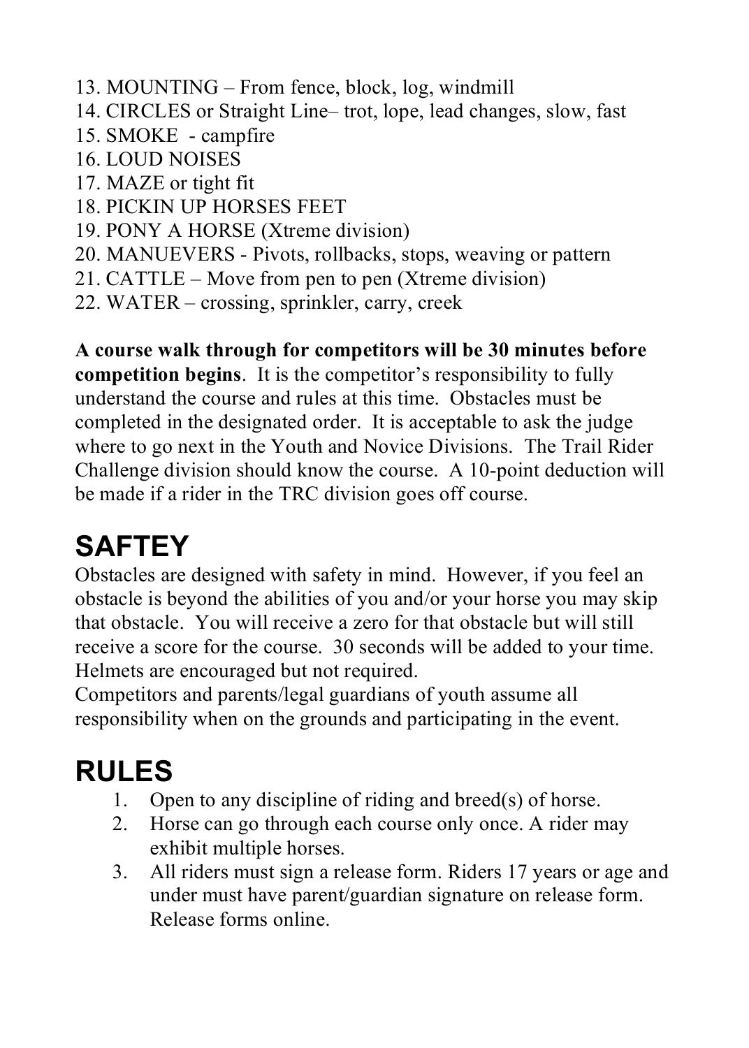13. MOUNTING – From fence, block, log, windmill
14. CIRCLES or Straight Line– trot, lope, lead changes, slow, fast
15. SMOKE - campfire
16. LOUD NOISES
17. MAZE or tight fit
18. PICKIN UP HORSES FEET
19. PONY A HORSE (Xtreme division)
20. MANUEVERS - Pivots, rollbacks, stops, weaving or pattern
21. CATTLE – Move from pen to pen (Xtreme division)
22. WATER – crossing, sprinkler, carry, creek

**A course walk through for competitors will be 30 minutes before competition begins**. It is the competitor's responsibility to fully understand the course and rules at this time. Obstacles must be completed in the designated order. It is acceptable to ask the judge where to go next in the Youth and Novice Divisions. The Trail Rider Challenge division should know the course. A 10-point deduction will be made if a rider in the TRC division goes off course.

# SAFTEY

Obstacles are designed with safety in mind. However, if you feel an obstacle is beyond the abilities of you and/or your horse you may skip that obstacle. You will receive a zero for that obstacle but will still receive a score for the course. 30 seconds will be added to your time. Helmets are encouraged but not required.
Competitors and parents/legal guardians of youth assume all responsibility when on the grounds and participating in the event.

# RULES

1. Open to any discipline of riding and breed(s) of horse.
2. Horse can go through each course only once. A rider may exhibit multiple horses.
3. All riders must sign a release form. Riders 17 years or age and under must have parent/guardian signature on release form. Release forms online.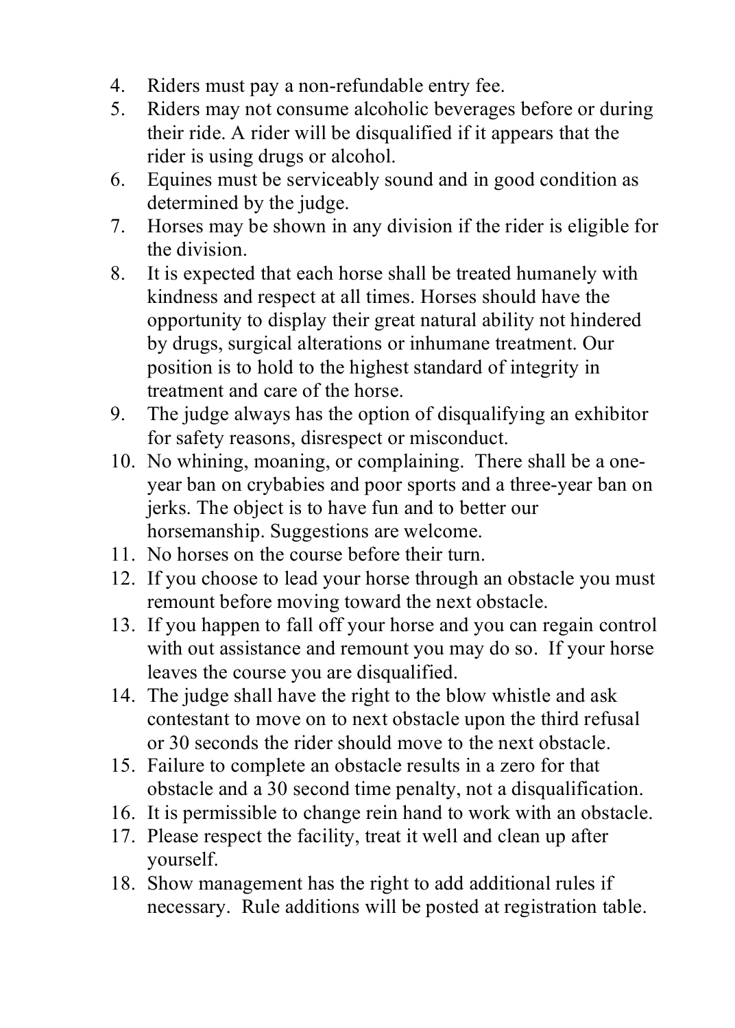4. Riders must pay a non-refundable entry fee.
5. Riders may not consume alcoholic beverages before or during their ride. A rider will be disqualified if it appears that the rider is using drugs or alcohol.
6. Equines must be serviceably sound and in good condition as determined by the judge.
7. Horses may be shown in any division if the rider is eligible for the division.
8. It is expected that each horse shall be treated humanely with kindness and respect at all times. Horses should have the opportunity to display their great natural ability not hindered by drugs, surgical alterations or inhumane treatment. Our position is to hold to the highest standard of integrity in treatment and care of the horse.
9. The judge always has the option of disqualifying an exhibitor for safety reasons, disrespect or misconduct.
10. No whining, moaning, or complaining. There shall be a one-year ban on crybabies and poor sports and a three-year ban on jerks. The object is to have fun and to better our horsemanship. Suggestions are welcome.
11. No horses on the course before their turn.
12. If you choose to lead your horse through an obstacle you must remount before moving toward the next obstacle.
13. If you happen to fall off your horse and you can regain control with out assistance and remount you may do so. If your horse leaves the course you are disqualified.
14. The judge shall have the right to the blow whistle and ask contestant to move on to next obstacle upon the third refusal or 30 seconds the rider should move to the next obstacle.
15. Failure to complete an obstacle results in a zero for that obstacle and a 30 second time penalty, not a disqualification.
16. It is permissible to change rein hand to work with an obstacle.
17. Please respect the facility, treat it well and clean up after yourself.
18. Show management has the right to add additional rules if necessary. Rule additions will be posted at registration table.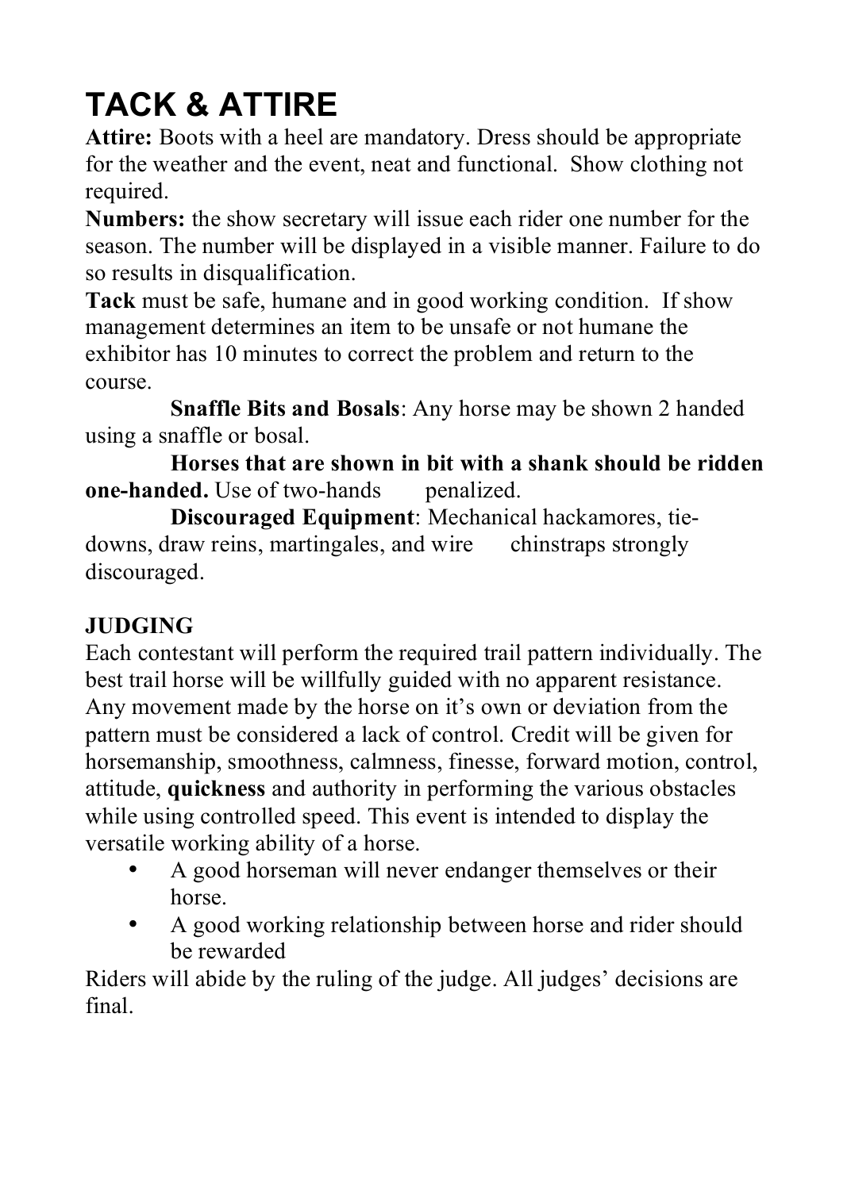# TACK & ATTIRE

**Attire:** Boots with a heel are mandatory. Dress should be appropriate for the weather and the event, neat and functional. Show clothing not required.

**Numbers:** the show secretary will issue each rider one number for the season. The number will be displayed in a visible manner. Failure to do so results in disqualification.

**Tack** must be safe, humane and in good working condition. If show management determines an item to be unsafe or not humane the exhibitor has 10 minutes to correct the problem and return to the course.

**Snaffle Bits and Bosals**: Any horse may be shown 2 handed using a snaffle or bosal.

**Horses that are shown in bit with a shank should be ridden one-handed.** Use of two-hands penalized.

**Discouraged Equipment**: Mechanical hackamores, tie-downs, draw reins, martingales, and wire chinstraps strongly discouraged.

**JUDGING**

Each contestant will perform the required trail pattern individually. The best trail horse will be willfully guided with no apparent resistance. Any movement made by the horse on it's own or deviation from the pattern must be considered a lack of control. Credit will be given for horsemanship, smoothness, calmness, finesse, forward motion, control, attitude, **quickness** and authority in performing the various obstacles while using controlled speed. This event is intended to display the versatile working ability of a horse.

- A good horseman will never endanger themselves or their horse.
- A good working relationship between horse and rider should be rewarded

Riders will abide by the ruling of the judge. All judges' decisions are final.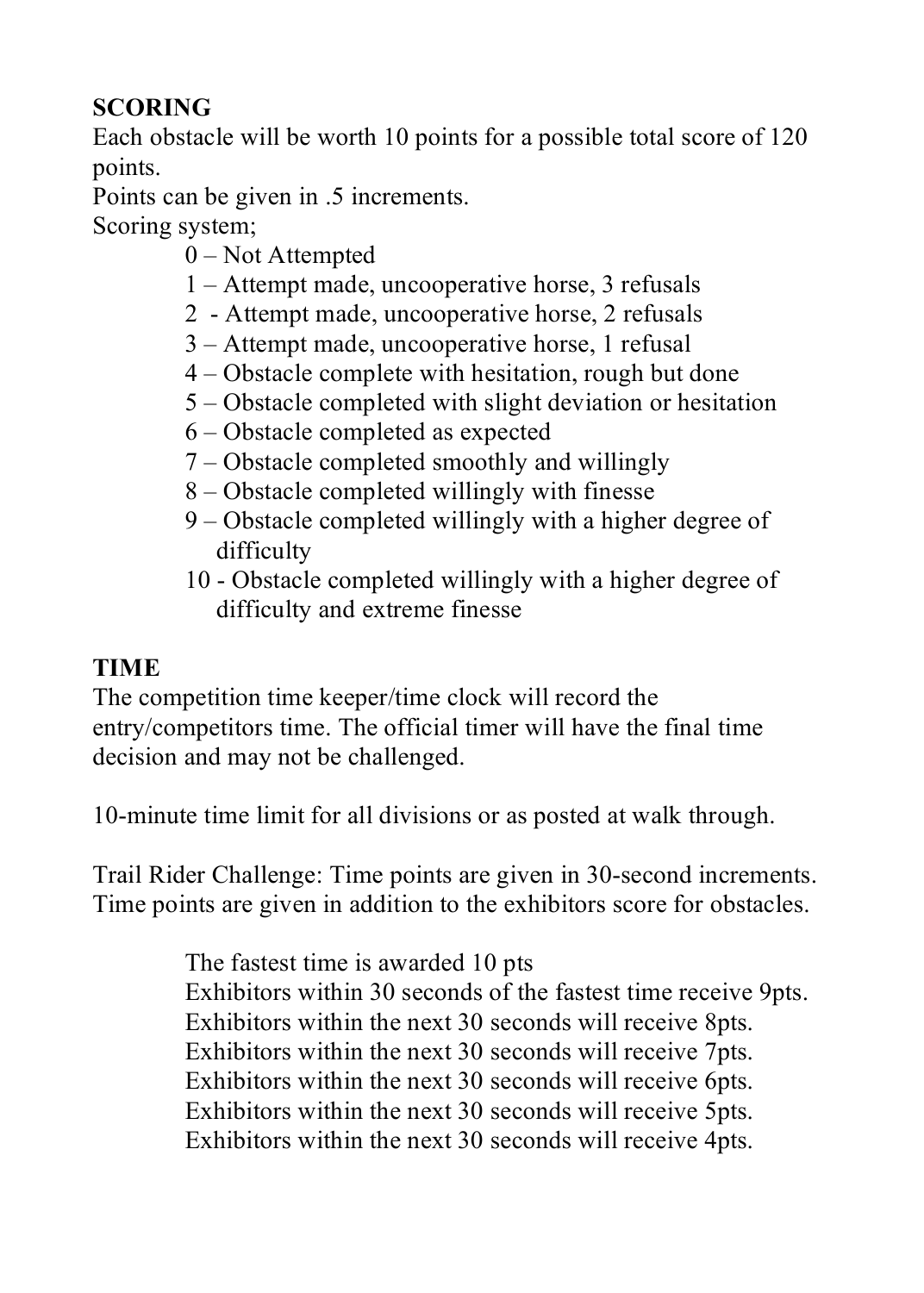**SCORING**

Each obstacle will be worth 10 points for a possible total score of 120 points.

Points can be given in .5 increments.

Scoring system;

- 0 – Not Attempted
- 1 – Attempt made, uncooperative horse, 3 refusals
- 2 - Attempt made, uncooperative horse, 2 refusals
- 3 – Attempt made, uncooperative horse, 1 refusal
- 4 – Obstacle complete with hesitation, rough but done
- 5 – Obstacle completed with slight deviation or hesitation
- 6 – Obstacle completed as expected
- 7 – Obstacle completed smoothly and willingly
- 8 – Obstacle completed willingly with finesse
- 9 – Obstacle completed willingly with a higher degree of difficulty
- 10 - Obstacle completed willingly with a higher degree of difficulty and extreme finesse

**TIME**

The competition time keeper/time clock will record the entry/competitors time. The official timer will have the final time decision and may not be challenged.

10-minute time limit for all divisions or as posted at walk through.

Trail Rider Challenge: Time points are given in 30-second increments. Time points are given in addition to the exhibitors score for obstacles.

The fastest time is awarded 10 pts  
Exhibitors within 30 seconds of the fastest time receive 9pts.  
Exhibitors within the next 30 seconds will receive 8pts.  
Exhibitors within the next 30 seconds will receive 7pts.  
Exhibitors within the next 30 seconds will receive 6pts.  
Exhibitors within the next 30 seconds will receive 5pts.  
Exhibitors within the next 30 seconds will receive 4pts.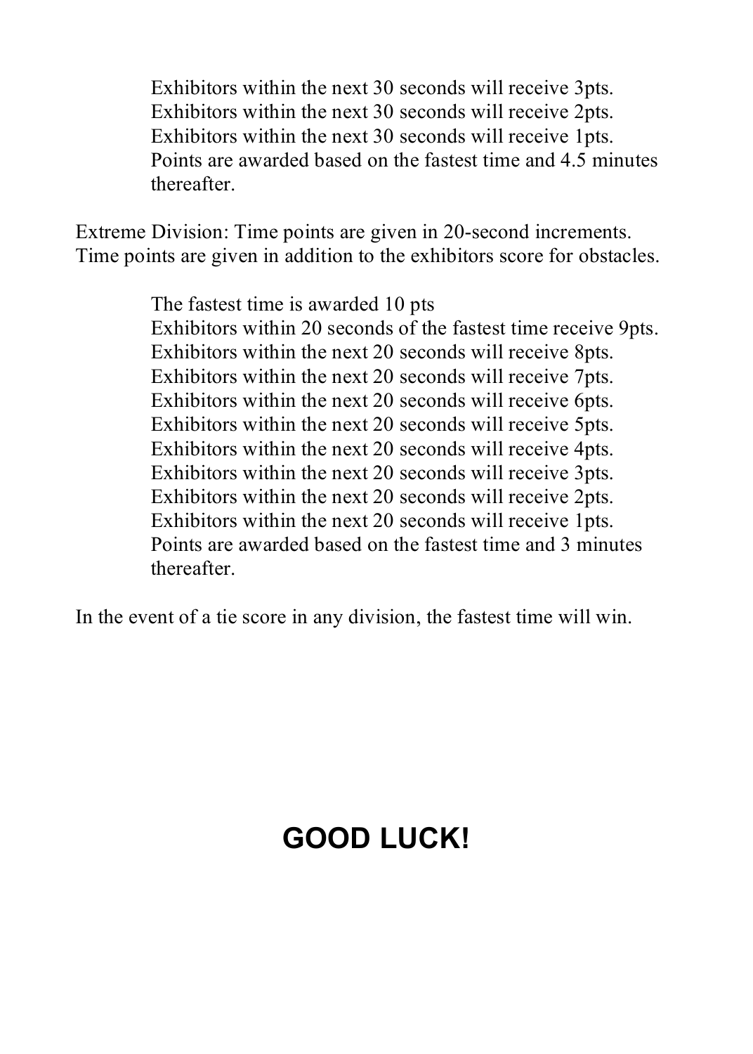Exhibitors within the next 30 seconds will receive 3pts.
Exhibitors within the next 30 seconds will receive 2pts.
Exhibitors within the next 30 seconds will receive 1pts.
Points are awarded based on the fastest time and 4.5 minutes thereafter.

Extreme Division: Time points are given in 20-second increments. Time points are given in addition to the exhibitors score for obstacles.

The fastest time is awarded 10 pts
Exhibitors within 20 seconds of the fastest time receive 9pts.
Exhibitors within the next 20 seconds will receive 8pts.
Exhibitors within the next 20 seconds will receive 7pts.
Exhibitors within the next 20 seconds will receive 6pts.
Exhibitors within the next 20 seconds will receive 5pts.
Exhibitors within the next 20 seconds will receive 4pts.
Exhibitors within the next 20 seconds will receive 3pts.
Exhibitors within the next 20 seconds will receive 2pts.
Exhibitors within the next 20 seconds will receive 1pts.
Points are awarded based on the fastest time and 3 minutes thereafter.

In the event of a tie score in any division, the fastest time will win.

# GOOD LUCK!